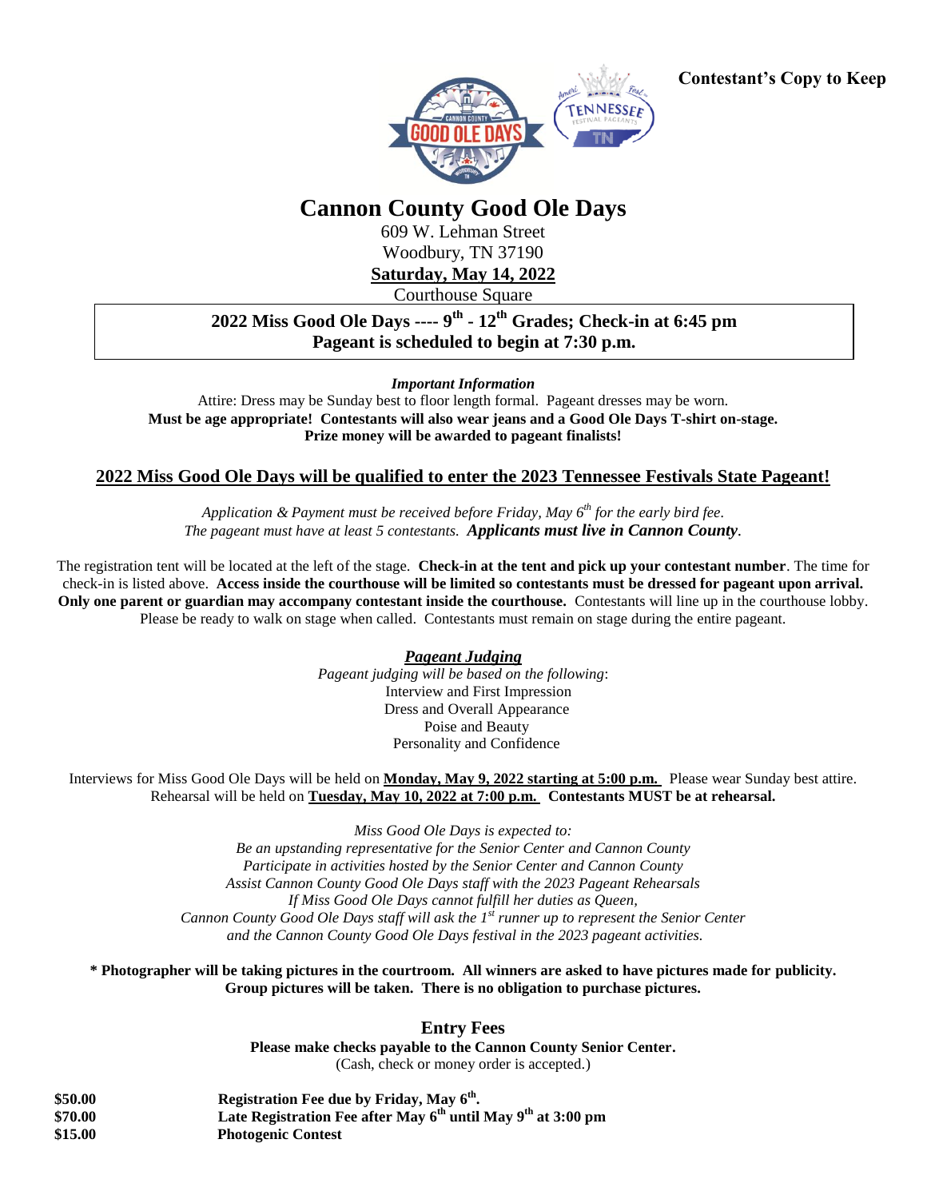**Contestant's Copy to Keep**

# Cannon County Good Ole Days

609 W. Lehman Street
Woodbury, TN 37190
**Saturday, May 14, 2022**
Courthouse Square

**2022 Miss Good Ole Days ---- 9th - 12th Grades; Check-in at 6:45 pm**
**Pageant is scheduled to begin at 7:30 p.m.**

***Important Information***

Attire: Dress may be Sunday best to floor length formal. Pageant dresses may be worn.
**Must be age appropriate! Contestants will also wear jeans and a Good Ole Days T-shirt on-stage.**
**Prize money will be awarded to pageant finalists!**

## 2022 Miss Good Ole Days will be qualified to enter the 2023 Tennessee Festivals State Pageant!

*Application & Payment must be received before Friday, May 6th for the early bird fee.*
*The pageant must have at least 5 contestants.* ***Applicants must live in Cannon County.***

The registration tent will be located at the left of the stage. **Check-in at the tent and pick up your contestant number**. The time for check-in is listed above. **Access inside the courthouse will be limited so contestants must be dressed for pageant upon arrival. Only one parent or guardian may accompany contestant inside the courthouse.** Contestants will line up in the courthouse lobby. Please be ready to walk on stage when called. Contestants must remain on stage during the entire pageant.

### *Pageant Judging*

*Pageant judging will be based on the following*:
Interview and First Impression
Dress and Overall Appearance
Poise and Beauty
Personality and Confidence

Interviews for Miss Good Ole Days will be held on **Monday, May 9, 2022 starting at 5:00 p.m.** Please wear Sunday best attire. Rehearsal will be held on **Tuesday, May 10, 2022 at 7:00 p.m.** **Contestants MUST be at rehearsal.**

*Miss Good Ole Days is expected to:*
*Be an upstanding representative for the Senior Center and Cannon County*
*Participate in activities hosted by the Senior Center and Cannon County*
*Assist Cannon County Good Ole Days staff with the 2023 Pageant Rehearsals*
*If Miss Good Ole Days cannot fulfill her duties as Queen,*
*Cannon County Good Ole Days staff will ask the 1st runner up to represent the Senior Center and the Cannon County Good Ole Days festival in the 2023 pageant activities.*

**\* Photographer will be taking pictures in the courtroom. All winners are asked to have pictures made for publicity. Group pictures will be taken. There is no obligation to purchase pictures.**

## Entry Fees

**Please make checks payable to the Cannon County Senior Center.**
(Cash, check or money order is accepted.)

| | |
|---|---|
| **$50.00** | **Registration Fee due by Friday, May 6th.** |
| **$70.00** | **Late Registration Fee after May 6th until May 9th at 3:00 pm** |
| **$15.00** | **Photogenic Contest** |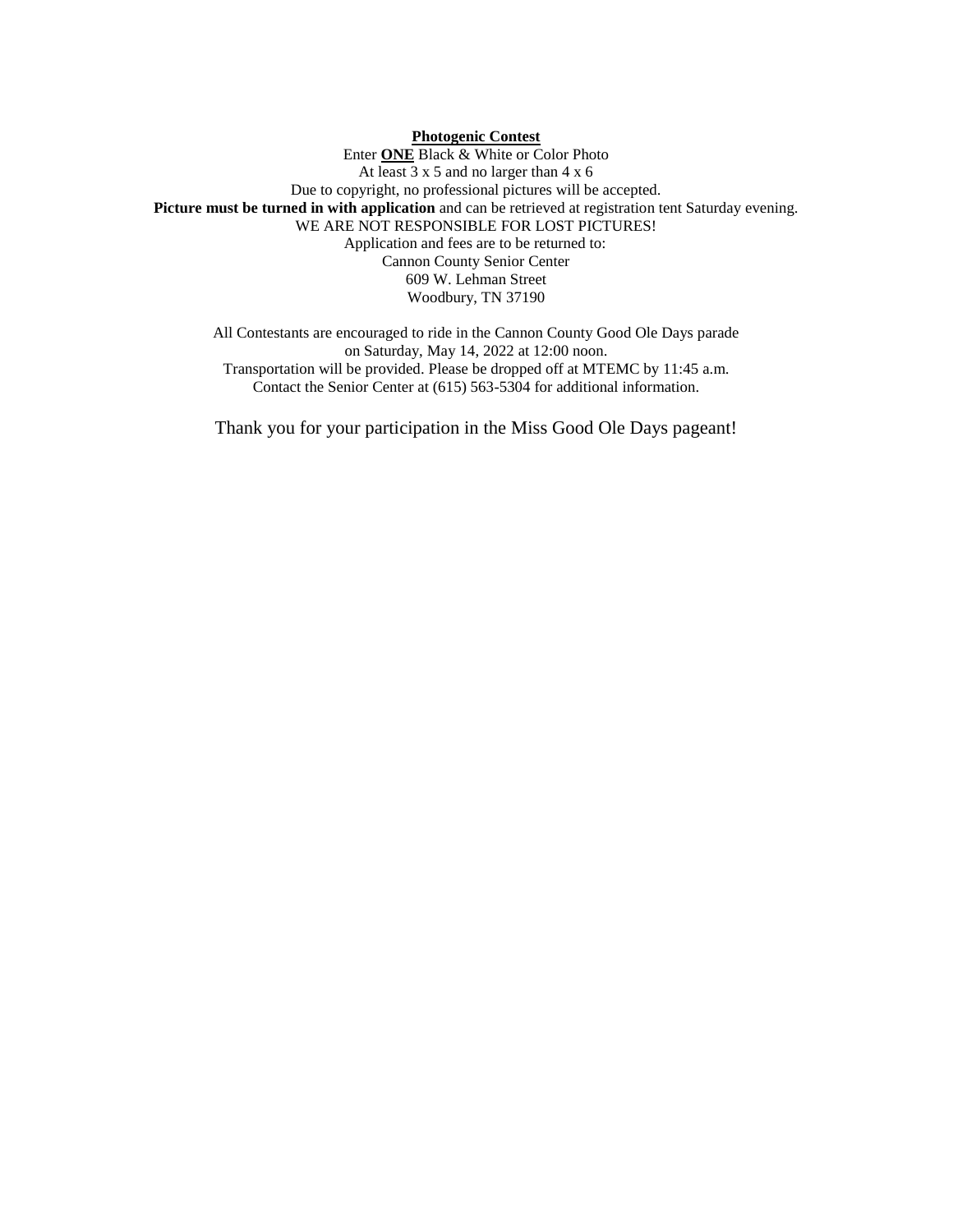**<u>Photogenic Contest</u>**

Enter **<u>ONE</u>** Black & White or Color Photo
At least 3 x 5 and no larger than 4 x 6
Due to copyright, no professional pictures will be accepted.
**Picture must be turned in with application** and can be retrieved at registration tent Saturday evening.
WE ARE NOT RESPONSIBLE FOR LOST PICTURES!
Application and fees are to be returned to:
Cannon County Senior Center
609 W. Lehman Street
Woodbury, TN 37190

All Contestants are encouraged to ride in the Cannon County Good Ole Days parade
on Saturday, May 14, 2022 at 12:00 noon.
Transportation will be provided. Please be dropped off at MTEMC by 11:45 a.m.
Contact the Senior Center at (615) 563-5304 for additional information.

Thank you for your participation in the Miss Good Ole Days pageant!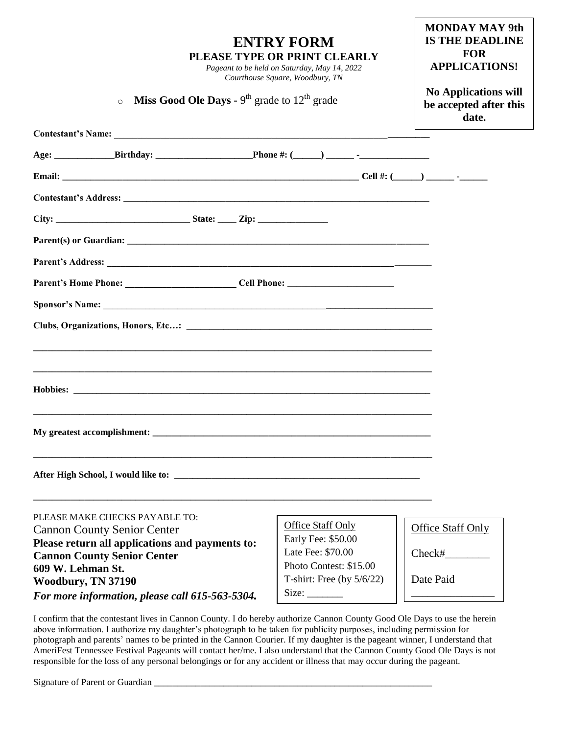**MONDAY MAY 9th IS THE DEADLINE FOR APPLICATIONS!**

**No Applications will be accepted after this date.**

# ENTRY FORM

**PLEASE TYPE OR PRINT CLEARLY**

*Pageant to be held on Saturday, May 14, 2022*
*Courthouse Square, Woodbury, TN*

- **Miss Good Ole Days -** 9th grade to 12th grade

**Contestant's Name:** ______________________________________________________________________

**Age:** _____________ **Birthday:** _____________________ **Phone #:** (______) ______ -_______________

**Email:** ___________________________________________________________________ **Cell #:** (______) ______ -______

**Contestant's Address:** ______________________________________________________________________

**City:** _____________________________ **State:** ____ **Zip:** _______________

**Parent(s) or Guardian:** ______________________________________________________________________

**Parent's Address:** ______________________________________________________________________

**Parent's Home Phone:** ________________________ **Cell Phone:** _______________________

**Sponsor's Name:** ______________________________________________________________________

**Clubs, Organizations, Honors, Etc…:** _______________________________________________________

___________________________________________________________________________________________

___________________________________________________________________________________________

**Hobbies:** ___________________________________________________________________________________

___________________________________________________________________________________________

**My greatest accomplishment:** _______________________________________________________________

___________________________________________________________________________________________

**After High School, I would like to:** _________________________________________________________

___________________________________________________________________________________________

PLEASE MAKE CHECKS PAYABLE TO:
Cannon County Senior Center
**Please return all applications and payments to:**
**Cannon County Senior Center**
**609 W. Lehman St.**
**Woodbury, TN 37190**
***For more information, please call 615-563-5304.***

Office Staff Only
Early Fee: $50.00
Late Fee: $70.00
Photo Contest: $15.00
T-shirt: Free (by 5/6/22)
Size: _______

Office Staff Only

Check#________

Date Paid
_______________

I confirm that the contestant lives in Cannon County. I do hereby authorize Cannon County Good Ole Days to use the herein above information. I authorize my daughter's photograph to be taken for publicity purposes, including permission for photograph and parents' names to be printed in the Cannon Courier. If my daughter is the pageant winner, I understand that AmeriFest Tennessee Festival Pageants will contact her/me. I also understand that the Cannon County Good Ole Days is not responsible for the loss of any personal belongings or for any accident or illness that may occur during the pageant.

Signature of Parent or Guardian _______________________________________________________________